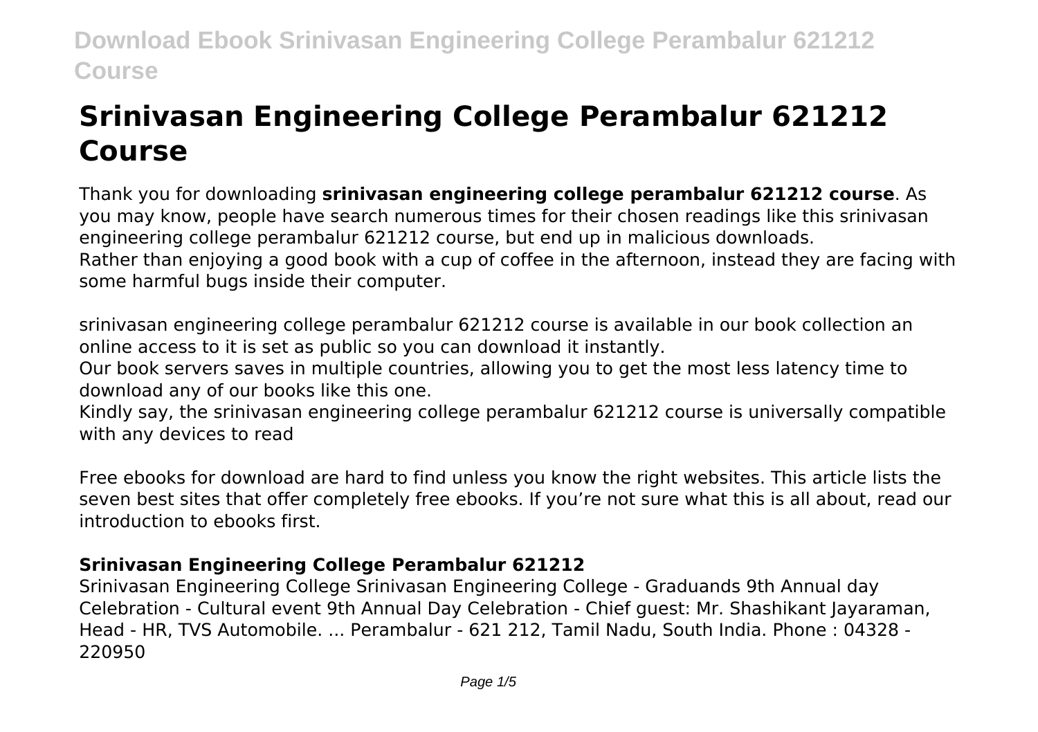# Srinivasan Engineering College Perambalur 621212 Course

Thank you for downloading **srinivasan engineering college perambalur 621212 course**. As you may know, people have search numerous times for their chosen readings like this srinivasan engineering college perambalur 621212 course, but end up in malicious downloads.
Rather than enjoying a good book with a cup of coffee in the afternoon, instead they are facing with some harmful bugs inside their computer.

srinivasan engineering college perambalur 621212 course is available in our book collection an online access to it is set as public so you can download it instantly.
Our book servers saves in multiple countries, allowing you to get the most less latency time to download any of our books like this one.
Kindly say, the srinivasan engineering college perambalur 621212 course is universally compatible with any devices to read

Free ebooks for download are hard to find unless you know the right websites. This article lists the seven best sites that offer completely free ebooks. If you're not sure what this is all about, read our introduction to ebooks first.

### Srinivasan Engineering College Perambalur 621212

Srinivasan Engineering College Srinivasan Engineering College - Graduands 9th Annual day Celebration - Cultural event 9th Annual Day Celebration - Chief guest: Mr. Shashikant Jayaraman, Head - HR, TVS Automobile. ... Perambalur - 621 212, Tamil Nadu, South India. Phone : 04328 - 220950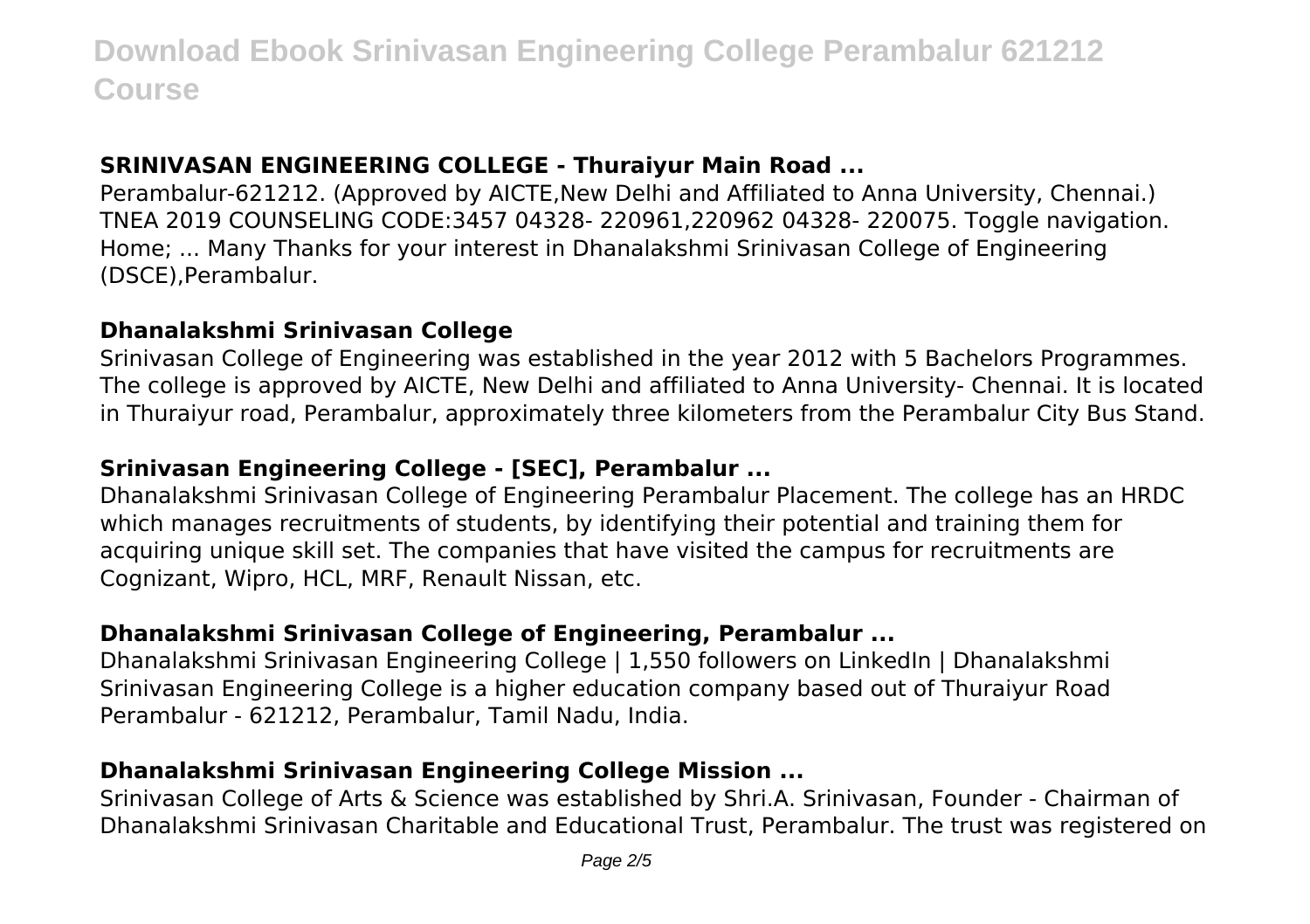### **SRINIVASAN ENGINEERING COLLEGE - Thuraiyur Main Road ...**

Perambalur-621212. (Approved by AICTE,New Delhi and Affiliated to Anna University, Chennai.) TNEA 2019 COUNSELING CODE:3457 04328- 220961,220962 04328- 220075. Toggle navigation. Home; ... Many Thanks for your interest in Dhanalakshmi Srinivasan College of Engineering (DSCE),Perambalur.

### **Dhanalakshmi Srinivasan College**

Srinivasan College of Engineering was established in the year 2012 with 5 Bachelors Programmes. The college is approved by AICTE, New Delhi and affiliated to Anna University- Chennai. It is located in Thuraiyur road, Perambalur, approximately three kilometers from the Perambalur City Bus Stand.

### **Srinivasan Engineering College - [SEC], Perambalur ...**

Dhanalakshmi Srinivasan College of Engineering Perambalur Placement. The college has an HRDC which manages recruitments of students, by identifying their potential and training them for acquiring unique skill set. The companies that have visited the campus for recruitments are Cognizant, Wipro, HCL, MRF, Renault Nissan, etc.

### **Dhanalakshmi Srinivasan College of Engineering, Perambalur ...**

Dhanalakshmi Srinivasan Engineering College | 1,550 followers on LinkedIn | Dhanalakshmi Srinivasan Engineering College is a higher education company based out of Thuraiyur Road Perambalur - 621212, Perambalur, Tamil Nadu, India.

### **Dhanalakshmi Srinivasan Engineering College Mission ...**

Srinivasan College of Arts & Science was established by Shri.A. Srinivasan, Founder - Chairman of Dhanalakshmi Srinivasan Charitable and Educational Trust, Perambalur. The trust was registered on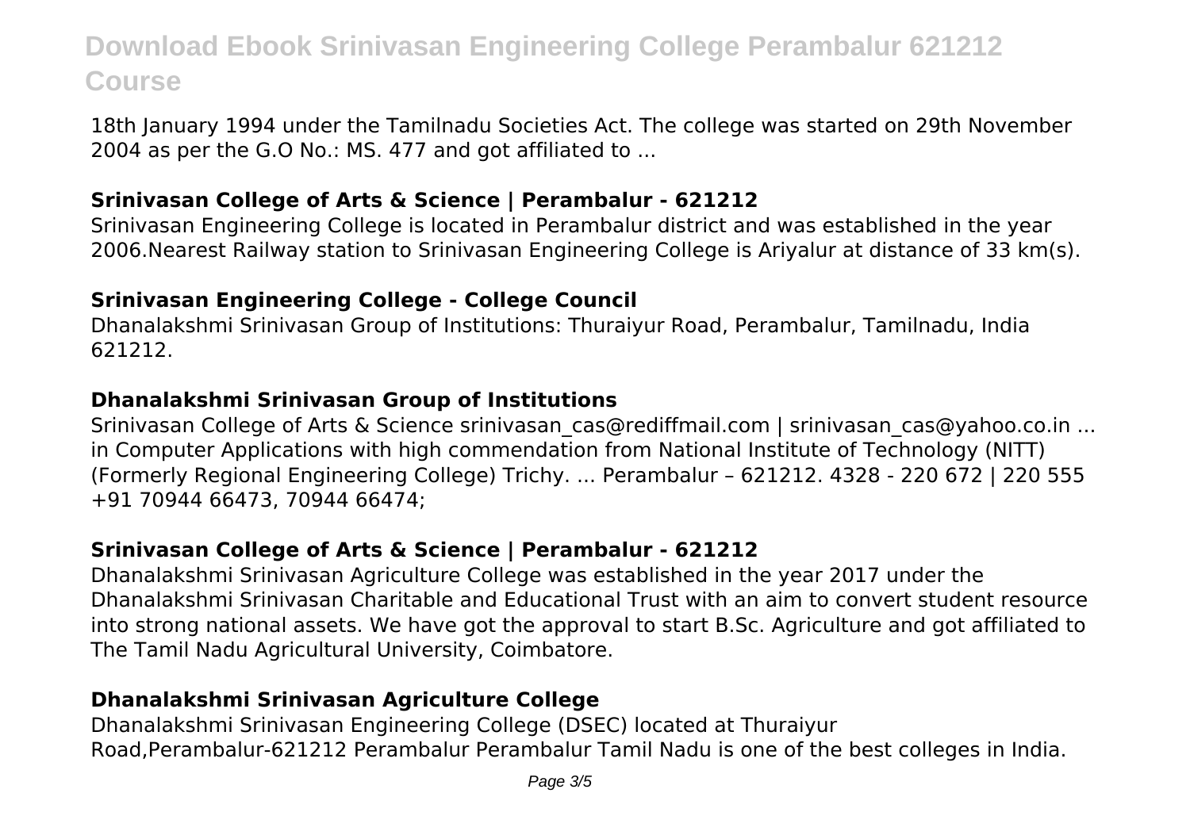18th January 1994 under the Tamilnadu Societies Act. The college was started on 29th November 2004 as per the G.O No.: MS. 477 and got affiliated to ...

### **Srinivasan College of Arts & Science | Perambalur - 621212**

Srinivasan Engineering College is located in Perambalur district and was established in the year 2006.Nearest Railway station to Srinivasan Engineering College is Ariyalur at distance of 33 km(s).

### **Srinivasan Engineering College - College Council**

Dhanalakshmi Srinivasan Group of Institutions: Thuraiyur Road, Perambalur, Tamilnadu, India 621212.

### **Dhanalakshmi Srinivasan Group of Institutions**

Srinivasan College of Arts & Science srinivasan_cas@rediffmail.com | srinivasan_cas@yahoo.co.in ... in Computer Applications with high commendation from National Institute of Technology (NITT) (Formerly Regional Engineering College) Trichy. ... Perambalur – 621212. 4328 - 220 672 | 220 555 +91 70944 66473, 70944 66474;

### **Srinivasan College of Arts & Science | Perambalur - 621212**

Dhanalakshmi Srinivasan Agriculture College was established in the year 2017 under the Dhanalakshmi Srinivasan Charitable and Educational Trust with an aim to convert student resource into strong national assets. We have got the approval to start B.Sc. Agriculture and got affiliated to The Tamil Nadu Agricultural University, Coimbatore.

### **Dhanalakshmi Srinivasan Agriculture College**

Dhanalakshmi Srinivasan Engineering College (DSEC) located at Thuraiyur Road,Perambalur-621212 Perambalur Perambalur Tamil Nadu is one of the best colleges in India.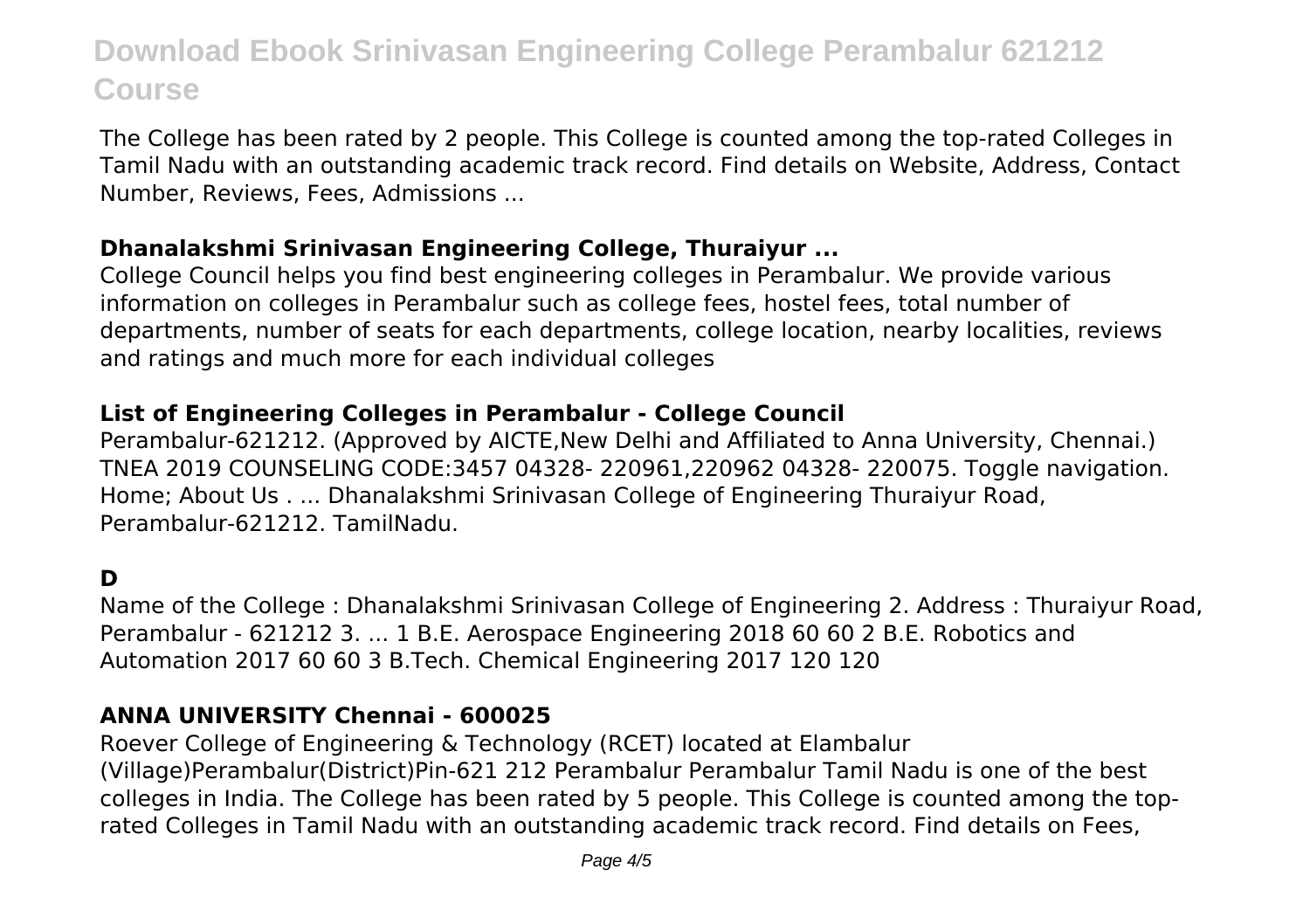The College has been rated by 2 people. This College is counted among the top-rated Colleges in Tamil Nadu with an outstanding academic track record. Find details on Website, Address, Contact Number, Reviews, Fees, Admissions ...

### **Dhanalakshmi Srinivasan Engineering College, Thuraiyur ...**

College Council helps you find best engineering colleges in Perambalur. We provide various information on colleges in Perambalur such as college fees, hostel fees, total number of departments, number of seats for each departments, college location, nearby localities, reviews and ratings and much more for each individual colleges

### **List of Engineering Colleges in Perambalur - College Council**

Perambalur-621212. (Approved by AICTE,New Delhi and Affiliated to Anna University, Chennai.) TNEA 2019 COUNSELING CODE:3457 04328- 220961,220962 04328- 220075. Toggle navigation. Home; About Us . ... Dhanalakshmi Srinivasan College of Engineering Thuraiyur Road, Perambalur-621212. TamilNadu.

### **D**

Name of the College : Dhanalakshmi Srinivasan College of Engineering 2. Address : Thuraiyur Road, Perambalur - 621212 3. ... 1 B.E. Aerospace Engineering 2018 60 60 2 B.E. Robotics and Automation 2017 60 60 3 B.Tech. Chemical Engineering 2017 120 120

### **ANNA UNIVERSITY Chennai - 600025**

Roever College of Engineering & Technology (RCET) located at Elambalur (Village)Perambalur(District)Pin-621 212 Perambalur Perambalur Tamil Nadu is one of the best colleges in India. The College has been rated by 5 people. This College is counted among the top-rated Colleges in Tamil Nadu with an outstanding academic track record. Find details on Fees,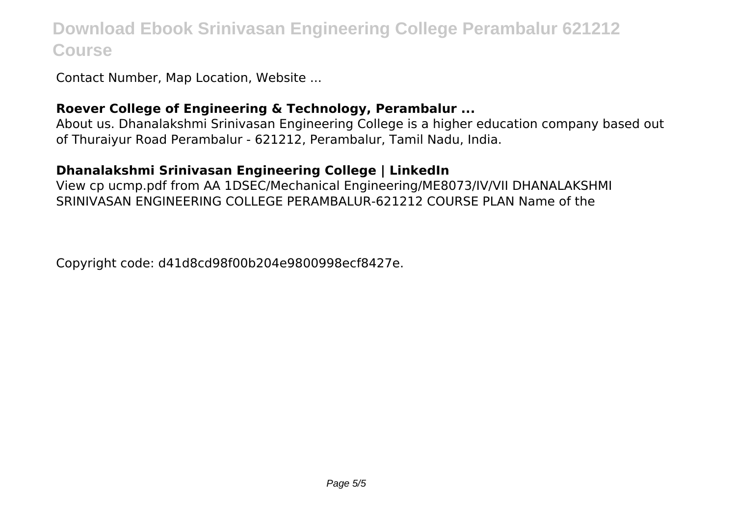Contact Number, Map Location, Website ...

**Roever College of Engineering & Technology, Perambalur ...**

About us. Dhanalakshmi Srinivasan Engineering College is a higher education company based out of Thuraiyur Road Perambalur - 621212, Perambalur, Tamil Nadu, India.

**Dhanalakshmi Srinivasan Engineering College | LinkedIn**

View cp ucmp.pdf from AA 1DSEC/Mechanical Engineering/ME8073/IV/VII DHANALAKSHMI SRINIVASAN ENGINEERING COLLEGE PERAMBALUR-621212 COURSE PLAN Name of the

Copyright code: d41d8cd98f00b204e9800998ecf8427e.